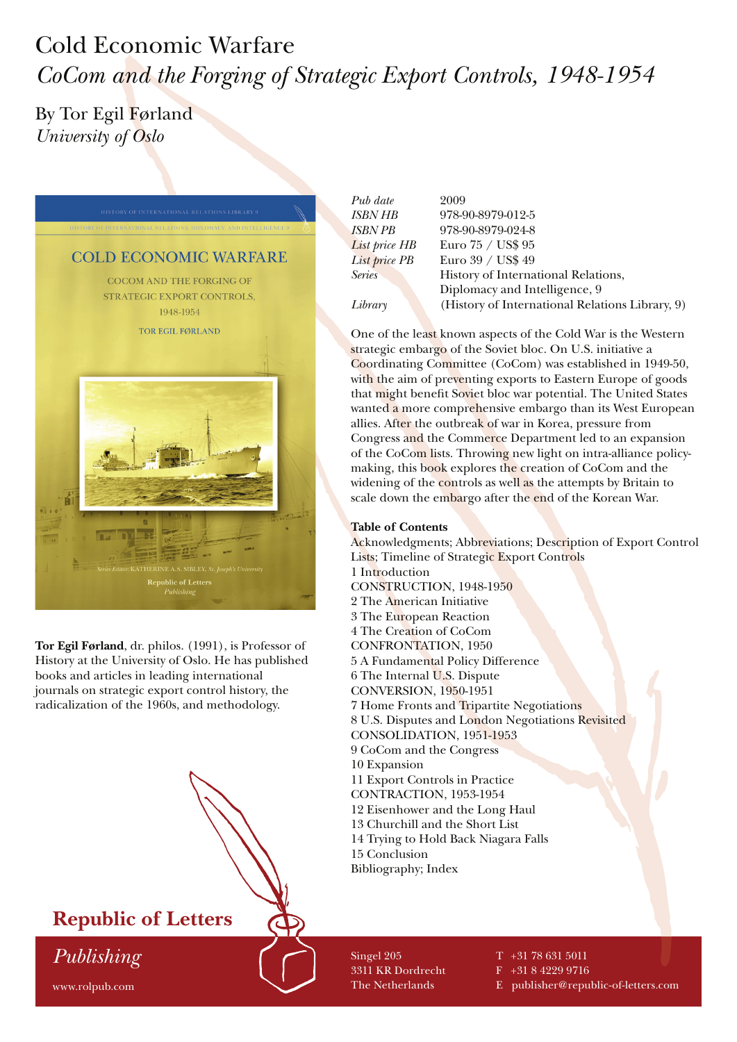# Cold Economic Warfare

## *CoCom and the Forging of Strategic Export Controls, 1948-1954*

By Tor Egil Førland
*University of Oslo*

HISTORY OF INTERNATIONAL RELATIONS LIBRARY 9

HISTORY OF INTERNATIONAL RELATIONS, DIPLOMACY, AND INTELLIGENCE 9

COLD ECONOMIC WARFARE

COCOM AND THE FORGING OF STRATEGIC EXPORT CONTROLS, 1948-1954

TOR EGIL FØRLAND

Series Editor: KATHERINE A.S. SIBLEY, St. Joseph's University

Republic of Letters Publishing

**Tor Egil Førland**, dr. philos. (1991), is Professor of History at the University of Oslo. He has published books and articles in leading international journals on strategic export control history, the radicalization of the 1960s, and methodology.

| | |
|---|---|
| *Pub date* | 2009 |
| *ISBN HB* | 978-90-8979-012-5 |
| *ISBN PB* | 978-90-8979-024-8 |
| *List price HB* | Euro 75 / US$ 95 |
| *List price PB* | Euro 39 / US$ 49 |
| *Series* | History of International Relations, Diplomacy and Intelligence, 9 |
| *Library* | (History of International Relations Library, 9) |

One of the least known aspects of the Cold War is the Western strategic embargo of the Soviet bloc. On U.S. initiative a Coordinating Committee (CoCom) was established in 1949-50, with the aim of preventing exports to Eastern Europe of goods that might benefit Soviet bloc war potential. The United States wanted a more comprehensive embargo than its West European allies. After the outbreak of war in Korea, pressure from Congress and the Commerce Department led to an expansion of the CoCom lists. Throwing new light on intra-alliance policy-making, this book explores the creation of CoCom and the widening of the controls as well as the attempts by Britain to scale down the embargo after the end of the Korean War.

**Table of Contents**

Acknowledgments; Abbreviations; Description of Export Control Lists; Timeline of Strategic Export Controls
1 Introduction
CONSTRUCTION, 1948-1950
2 The American Initiative
3 The European Reaction
4 The Creation of CoCom
CONFRONTATION, 1950
5 A Fundamental Policy Difference
6 The Internal U.S. Dispute
CONVERSION, 1950-1951
7 Home Fronts and Tripartite Negotiations
8 U.S. Disputes and London Negotiations Revisited
CONSOLIDATION, 1951-1953
9 CoCom and the Congress
10 Expansion
11 Export Controls in Practice
CONTRACTION, 1953-1954
12 Eisenhower and the Long Haul
13 Churchill and the Short List
14 Trying to Hold Back Niagara Falls
15 Conclusion
Bibliography; Index

**Republic of Letters**
*Publishing*
www.rolpub.com

Singel 205
3311 KR Dordrecht
The Netherlands

T +31 78 631 5011
F +31 8 4229 9716
E publisher@republic-of-letters.com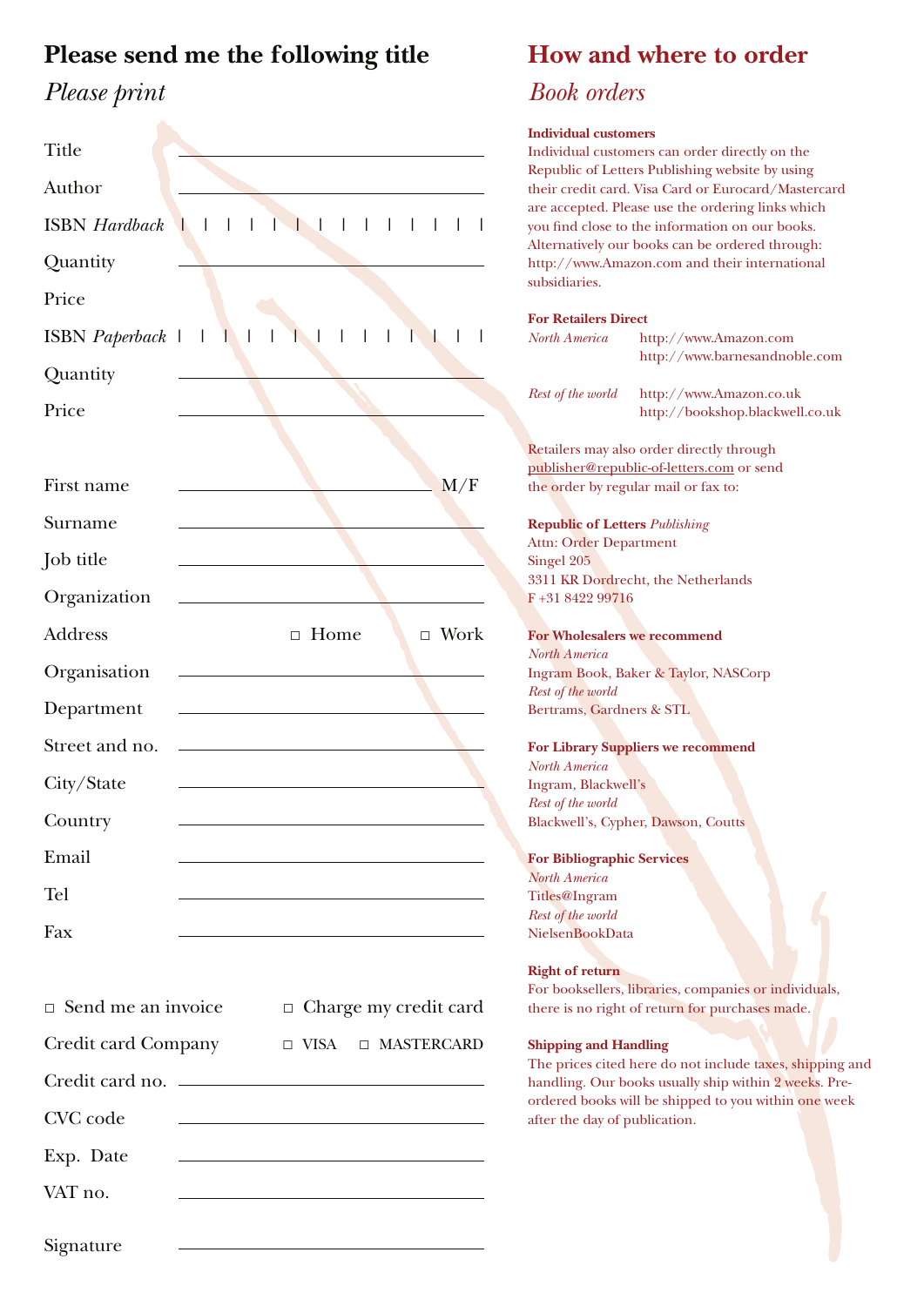## Please send me the following title

*Please print*

Title \_\_\_\_\_\_\_\_\_\_\_\_\_\_\_\_\_\_\_\_\_\_\_\_

Author \_\_\_\_\_\_\_\_\_\_\_\_\_\_\_\_\_\_\_\_\_\_\_\_

ISBN *Hardback* | | | | | | | | | | | | | | |

Quantity \_\_\_\_\_\_\_\_\_\_\_\_\_\_\_\_\_\_\_\_\_\_\_\_

Price

ISBN *Paperback* | | | | | | | | | | | | | | |

Quantity \_\_\_\_\_\_\_\_\_\_\_\_\_\_\_\_\_\_\_\_\_\_\_\_

Price \_\_\_\_\_\_\_\_\_\_\_\_\_\_\_\_\_\_\_\_\_\_\_\_

First name \_\_\_\_\_\_\_\_\_\_\_\_\_\_\_\_\_\_\_\_\_\_\_\_ M/F

Surname \_\_\_\_\_\_\_\_\_\_\_\_\_\_\_\_\_\_\_\_\_\_\_\_

Job title \_\_\_\_\_\_\_\_\_\_\_\_\_\_\_\_\_\_\_\_\_\_\_\_

Organization \_\_\_\_\_\_\_\_\_\_\_\_\_\_\_\_\_\_\_\_\_\_\_\_

Address □ Home □ Work

Organisation \_\_\_\_\_\_\_\_\_\_\_\_\_\_\_\_\_\_\_\_\_\_\_\_

Department \_\_\_\_\_\_\_\_\_\_\_\_\_\_\_\_\_\_\_\_\_\_\_\_

Street and no. \_\_\_\_\_\_\_\_\_\_\_\_\_\_\_\_\_\_\_\_\_\_\_\_

City/State \_\_\_\_\_\_\_\_\_\_\_\_\_\_\_\_\_\_\_\_\_\_\_\_

Country \_\_\_\_\_\_\_\_\_\_\_\_\_\_\_\_\_\_\_\_\_\_\_\_

Email \_\_\_\_\_\_\_\_\_\_\_\_\_\_\_\_\_\_\_\_\_\_\_\_

Tel \_\_\_\_\_\_\_\_\_\_\_\_\_\_\_\_\_\_\_\_\_\_\_\_

Fax \_\_\_\_\_\_\_\_\_\_\_\_\_\_\_\_\_\_\_\_\_\_\_\_

□ Send me an invoice □ Charge my credit card

Credit card Company □ VISA □ MASTERCARD

Credit card no. \_\_\_\_\_\_\_\_\_\_\_\_\_\_\_\_\_\_\_\_\_\_\_\_

CVC code \_\_\_\_\_\_\_\_\_\_\_\_\_\_\_\_\_\_\_\_\_\_\_\_

Exp. Date \_\_\_\_\_\_\_\_\_\_\_\_\_\_\_\_\_\_\_\_\_\_\_\_

VAT no. \_\_\_\_\_\_\_\_\_\_\_\_\_\_\_\_\_\_\_\_\_\_\_\_

Signature \_\_\_\_\_\_\_\_\_\_\_\_\_\_\_\_\_\_\_\_\_\_\_\_

## How and where to order

*Book orders*

**Individual customers**

Individual customers can order directly on the Republic of Letters Publishing website by using their credit card. Visa Card or Eurocard/Mastercard are accepted. Please use the ordering links which you find close to the information on our books. Alternatively our books can be ordered through: http://www.Amazon.com and their international subsidiaries.

**For Retailers Direct**

*North America* http://www.Amazon.com
http://www.barnesandnoble.com

*Rest of the world* http://www.Amazon.co.uk
http://bookshop.blackwell.co.uk

Retailers may also order directly through publisher@republic-of-letters.com or send the order by regular mail or fax to:

**Republic of Letters** *Publishing*
Attn: Order Department
Singel 205
3311 KR Dordrecht, the Netherlands
F +31 8422 99716

**For Wholesalers we recommend**

*North America*
Ingram Book, Baker & Taylor, NASCorp
*Rest of the world*
Bertrams, Gardners & STL

**For Library Suppliers we recommend**

*North America*
Ingram, Blackwell's
*Rest of the world*
Blackwell's, Cypher, Dawson, Coutts

**For Bibliographic Services**

*North America*
Titles@Ingram
*Rest of the world*
NielsenBookData

**Right of return**

For booksellers, libraries, companies or individuals, there is no right of return for purchases made.

**Shipping and Handling**

The prices cited here do not include taxes, shipping and handling. Our books usually ship within 2 weeks. Pre-ordered books will be shipped to you within one week after the day of publication.